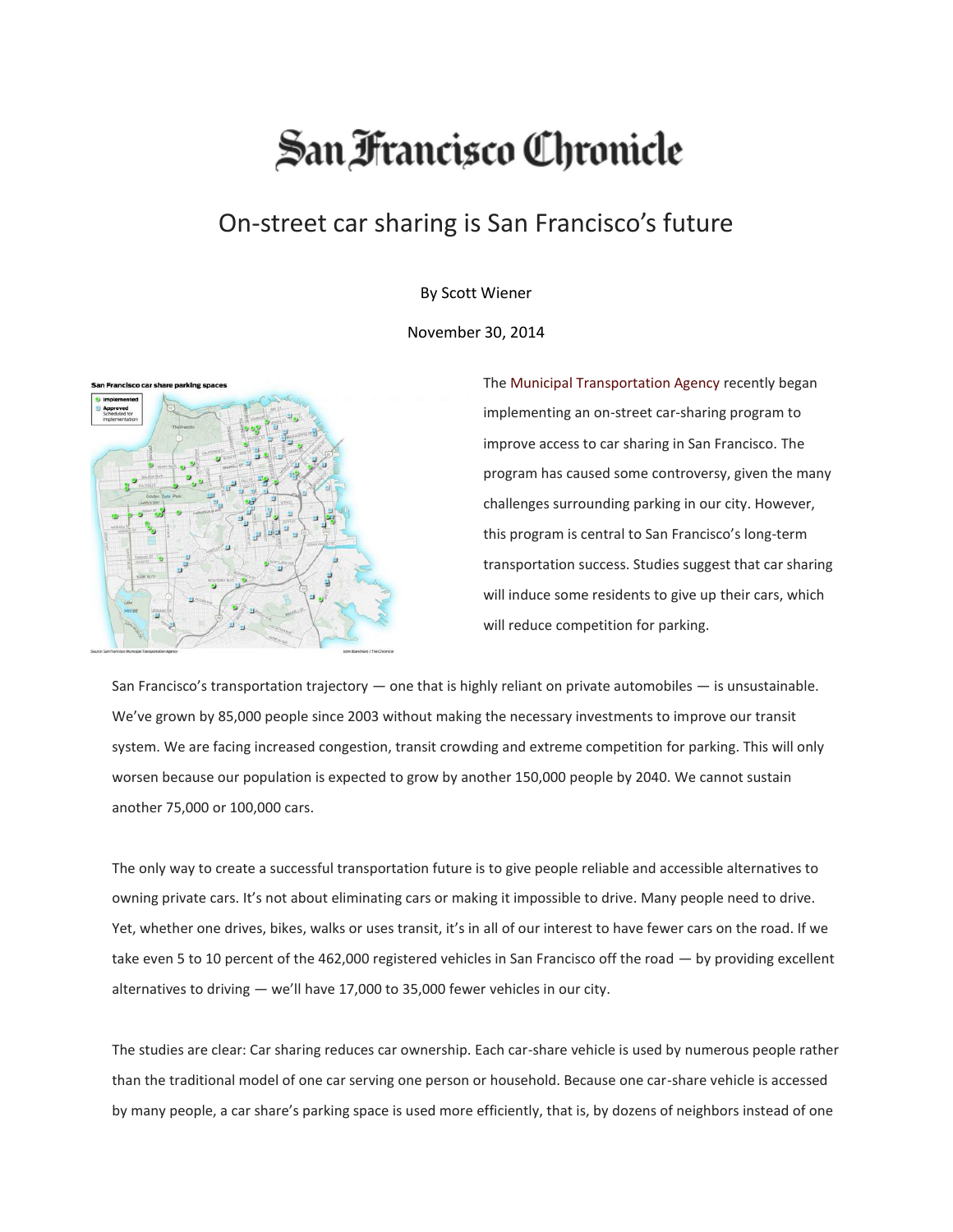# San Francisco Chronicle

## On-street car sharing is San Francisco's future

By Scott Wiener

November 30, 2014

The Municipal Transportation Agency recently began implementing an on-street car-sharing program to improve access to car sharing in San Francisco. The program has caused some controversy, given the many challenges surrounding parking in our city. However, this program is central to San Francisco's long-term transportation success. Studies suggest that car sharing will induce some residents to give up their cars, which will reduce competition for parking.

San Francisco's transportation trajectory — one that is highly reliant on private automobiles — is unsustainable. We've grown by 85,000 people since 2003 without making the necessary investments to improve our transit system. We are facing increased congestion, transit crowding and extreme competition for parking. This will only worsen because our population is expected to grow by another 150,000 people by 2040. We cannot sustain another 75,000 or 100,000 cars.

The only way to create a successful transportation future is to give people reliable and accessible alternatives to owning private cars. It's not about eliminating cars or making it impossible to drive. Many people need to drive. Yet, whether one drives, bikes, walks or uses transit, it's in all of our interest to have fewer cars on the road. If we take even 5 to 10 percent of the 462,000 registered vehicles in San Francisco off the road — by providing excellent alternatives to driving — we'll have 17,000 to 35,000 fewer vehicles in our city.

The studies are clear: Car sharing reduces car ownership. Each car-share vehicle is used by numerous people rather than the traditional model of one car serving one person or household. Because one car-share vehicle is accessed by many people, a car share's parking space is used more efficiently, that is, by dozens of neighbors instead of one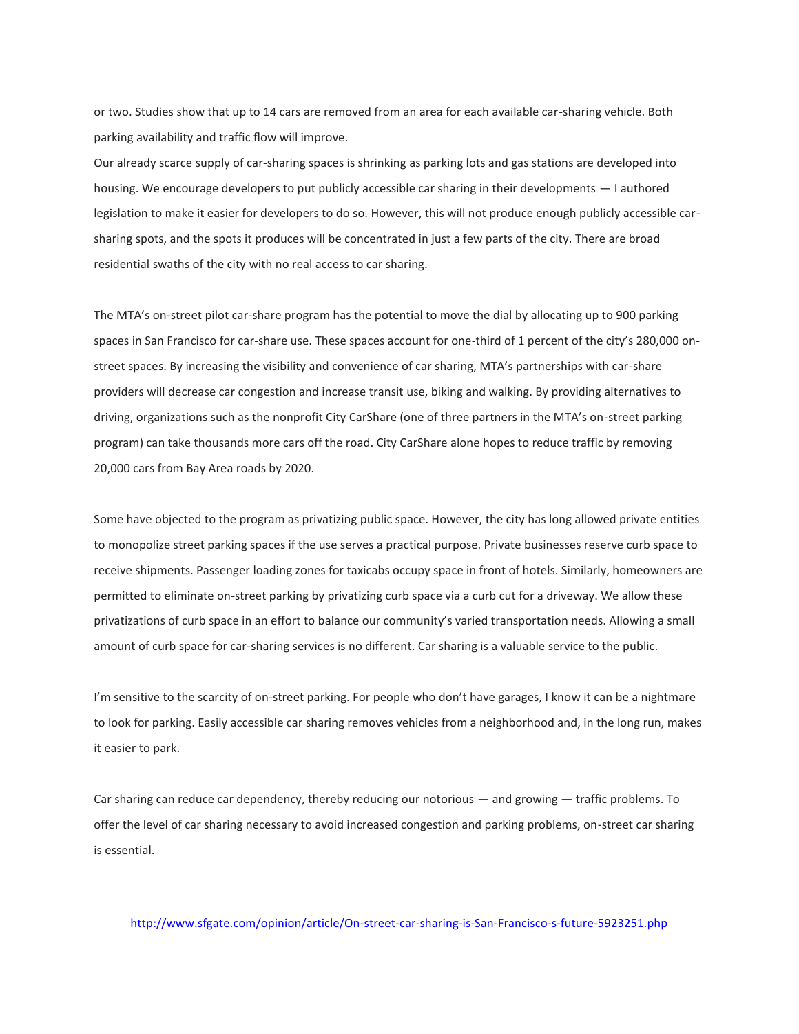or two. Studies show that up to 14 cars are removed from an area for each available car-sharing vehicle. Both parking availability and traffic flow will improve.

Our already scarce supply of car-sharing spaces is shrinking as parking lots and gas stations are developed into housing. We encourage developers to put publicly accessible car sharing in their developments — I authored legislation to make it easier for developers to do so. However, this will not produce enough publicly accessible car-sharing spots, and the spots it produces will be concentrated in just a few parts of the city. There are broad residential swaths of the city with no real access to car sharing.

The MTA's on-street pilot car-share program has the potential to move the dial by allocating up to 900 parking spaces in San Francisco for car-share use. These spaces account for one-third of 1 percent of the city's 280,000 on-street spaces. By increasing the visibility and convenience of car sharing, MTA's partnerships with car-share providers will decrease car congestion and increase transit use, biking and walking. By providing alternatives to driving, organizations such as the nonprofit City CarShare (one of three partners in the MTA's on-street parking program) can take thousands more cars off the road. City CarShare alone hopes to reduce traffic by removing 20,000 cars from Bay Area roads by 2020.

Some have objected to the program as privatizing public space. However, the city has long allowed private entities to monopolize street parking spaces if the use serves a practical purpose. Private businesses reserve curb space to receive shipments. Passenger loading zones for taxicabs occupy space in front of hotels. Similarly, homeowners are permitted to eliminate on-street parking by privatizing curb space via a curb cut for a driveway. We allow these privatizations of curb space in an effort to balance our community's varied transportation needs. Allowing a small amount of curb space for car-sharing services is no different. Car sharing is a valuable service to the public.

I'm sensitive to the scarcity of on-street parking. For people who don't have garages, I know it can be a nightmare to look for parking. Easily accessible car sharing removes vehicles from a neighborhood and, in the long run, makes it easier to park.

Car sharing can reduce car dependency, thereby reducing our notorious — and growing — traffic problems. To offer the level of car sharing necessary to avoid increased congestion and parking problems, on-street car sharing is essential.

http://www.sfgate.com/opinion/article/On-street-car-sharing-is-San-Francisco-s-future-5923251.php